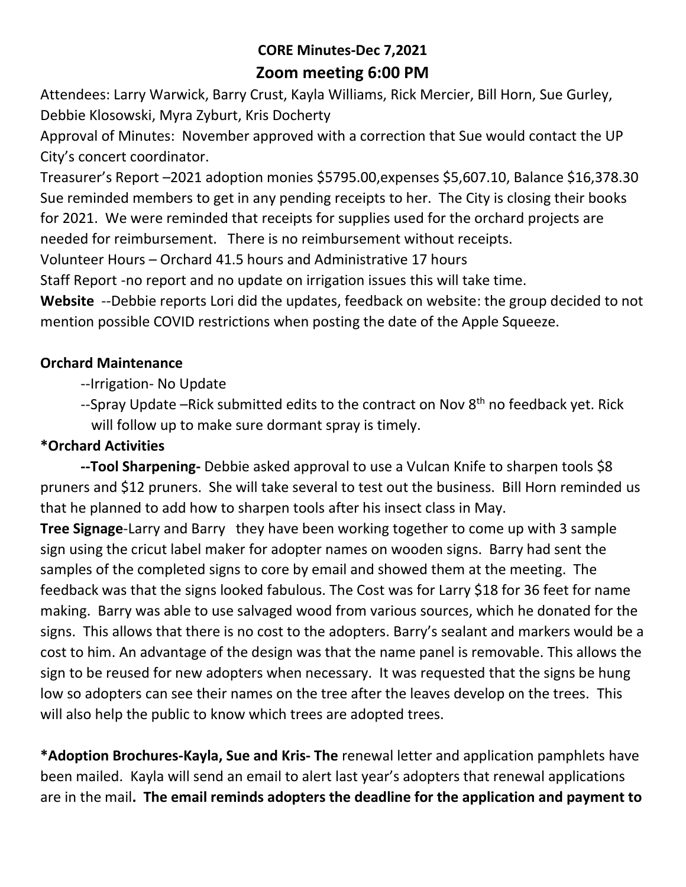**CORE Minutes-Dec 7,2021**

**Zoom meeting 6:00 PM**

Attendees: Larry Warwick, Barry Crust, Kayla Williams, Rick Mercier, Bill Horn, Sue Gurley, Debbie Klosowski, Myra Zyburt, Kris Docherty

Approval of Minutes: November approved with a correction that Sue would contact the UP City's concert coordinator.

Treasurer's Report –2021 adoption monies $5795.00,expenses $5,607.10, Balance $16,378.30 Sue reminded members to get in any pending receipts to her. The City is closing their books for 2021. We were reminded that receipts for supplies used for the orchard projects are needed for reimbursement. There is no reimbursement without receipts.

Volunteer Hours – Orchard 41.5 hours and Administrative 17 hours

Staff Report -no report and no update on irrigation issues this will take time.

**Website** --Debbie reports Lori did the updates, feedback on website: the group decided to not mention possible COVID restrictions when posting the date of the Apple Squeeze.

**Orchard Maintenance**

--Irrigation- No Update

--Spray Update –Rick submitted edits to the contract on Nov 8th no feedback yet. Rick will follow up to make sure dormant spray is timely.

**\*Orchard Activities**

**--Tool Sharpening-** Debbie asked approval to use a Vulcan Knife to sharpen tools $8 pruners and $12 pruners. She will take several to test out the business. Bill Horn reminded us that he planned to add how to sharpen tools after his insect class in May.

**Tree Signage**-Larry and Barry they have been working together to come up with 3 sample sign using the cricut label maker for adopter names on wooden signs. Barry had sent the samples of the completed signs to core by email and showed them at the meeting. The feedback was that the signs looked fabulous. The Cost was for Larry $18 for 36 feet for name making. Barry was able to use salvaged wood from various sources, which he donated for the signs. This allows that there is no cost to the adopters. Barry's sealant and markers would be a cost to him. An advantage of the design was that the name panel is removable. This allows the sign to be reused for new adopters when necessary. It was requested that the signs be hung low so adopters can see their names on the tree after the leaves develop on the trees. This will also help the public to know which trees are adopted trees.

**\*Adoption Brochures-Kayla, Sue and Kris- The** renewal letter and application pamphlets have been mailed. Kayla will send an email to alert last year's adopters that renewal applications are in the mail**. The email reminds adopters the deadline for the application and payment to**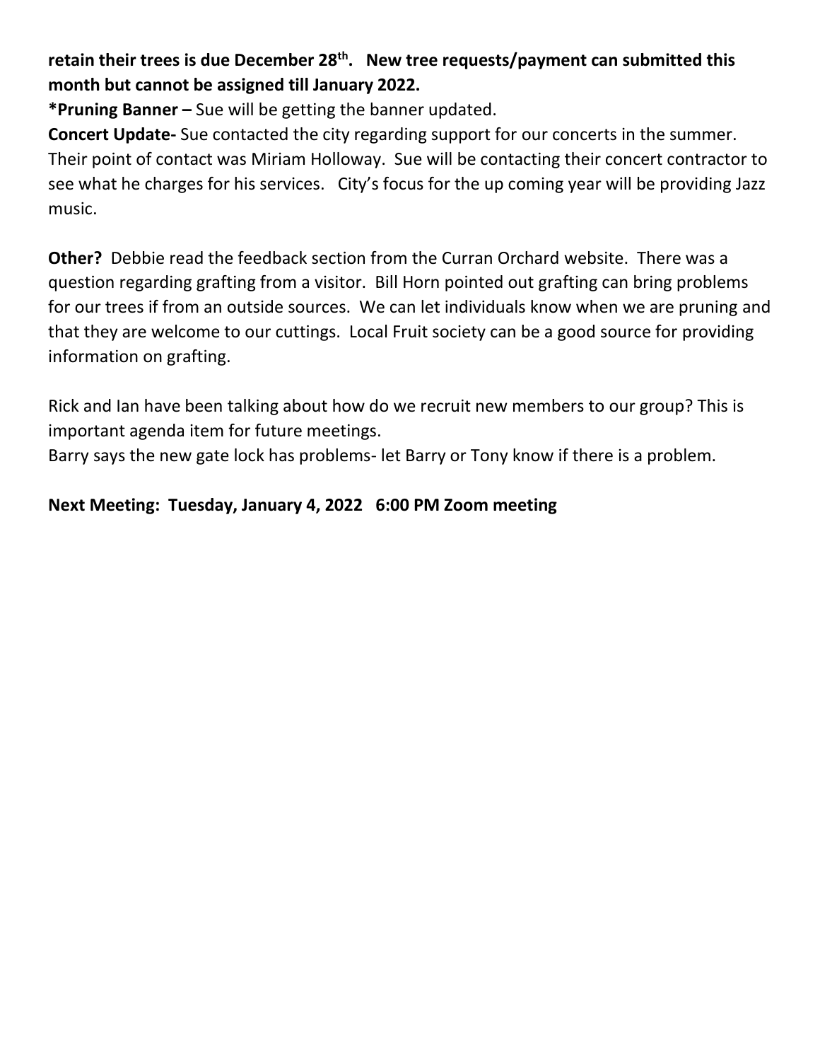**retain their trees is due December 28th. New tree requests/payment can submitted this month but cannot be assigned till January 2022.**

***Pruning Banner –** Sue will be getting the banner updated.

**Concert Update-** Sue contacted the city regarding support for our concerts in the summer. Their point of contact was Miriam Holloway. Sue will be contacting their concert contractor to see what he charges for his services. City's focus for the up coming year will be providing Jazz music.

**Other?** Debbie read the feedback section from the Curran Orchard website. There was a question regarding grafting from a visitor. Bill Horn pointed out grafting can bring problems for our trees if from an outside sources. We can let individuals know when we are pruning and that they are welcome to our cuttings. Local Fruit society can be a good source for providing information on grafting.

Rick and Ian have been talking about how do we recruit new members to our group? This is important agenda item for future meetings.

Barry says the new gate lock has problems- let Barry or Tony know if there is a problem.

**Next Meeting: Tuesday, January 4, 2022 6:00 PM Zoom meeting**